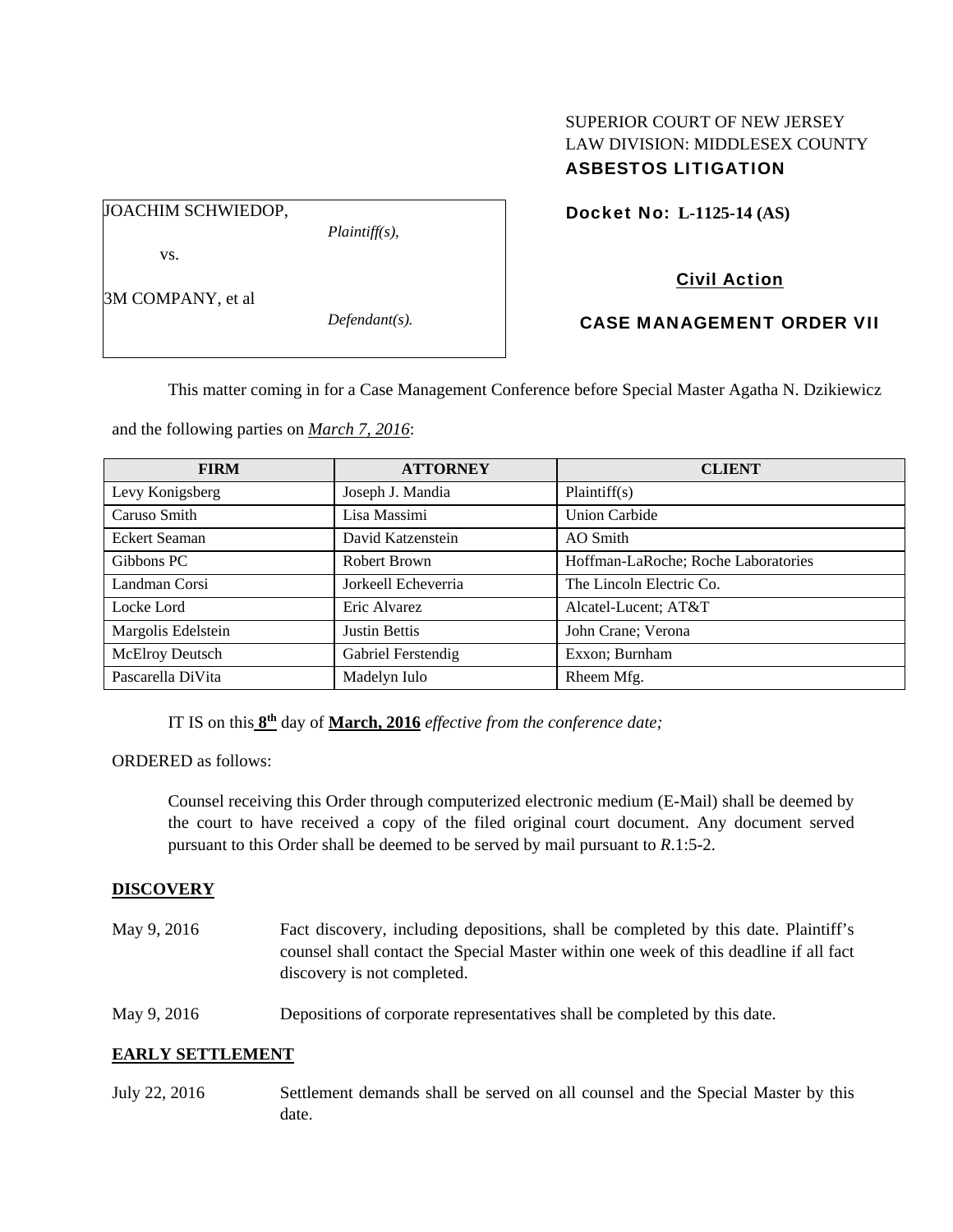SUPERIOR COURT OF NEW JERSEY
LAW DIVISION: MIDDLESEX COUNTY
**ASBESTOS LITIGATION**

| | |
|---|---|
| JOACHIM SCHWIEDOP, *Plaintiff(s),* vs. 3M COMPANY, et al *Defendant(s).* | **Docket No: L-1125-14 (AS)** |

**Civil Action**

**CASE MANAGEMENT ORDER VII**

This matter coming in for a Case Management Conference before Special Master Agatha N. Dzikiewicz and the following parties on ***March 7, 2016***:

| FIRM | ATTORNEY | CLIENT |
|---|---|---|
| Levy Konigsberg | Joseph J. Mandia | Plaintiff(s) |
| Caruso Smith | Lisa Massimi | Union Carbide |
| Eckert Seaman | David Katzenstein | AO Smith |
| Gibbons PC | Robert Brown | Hoffman-LaRoche; Roche Laboratories |
| Landman Corsi | Jorkeell Echeverria | The Lincoln Electric Co. |
| Locke Lord | Eric Alvarez | Alcatel-Lucent; AT&T |
| Margolis Edelstein | Justin Bettis | John Crane; Verona |
| McElroy Deutsch | Gabriel Ferstendig | Exxon; Burnham |
| Pascarella DiVita | Madelyn Iulo | Rheem Mfg. |

IT IS on this **8th** day of **March, 2016** *effective from the conference date;*

ORDERED as follows:

Counsel receiving this Order through computerized electronic medium (E-Mail) shall be deemed by the court to have received a copy of the filed original court document. Any document served pursuant to this Order shall be deemed to be served by mail pursuant to *R*.1:5-2.

**DISCOVERY**

May 9, 2016 — Fact discovery, including depositions, shall be completed by this date. Plaintiff's counsel shall contact the Special Master within one week of this deadline if all fact discovery is not completed.

May 9, 2016 — Depositions of corporate representatives shall be completed by this date.

**EARLY SETTLEMENT**

July 22, 2016 — Settlement demands shall be served on all counsel and the Special Master by this date.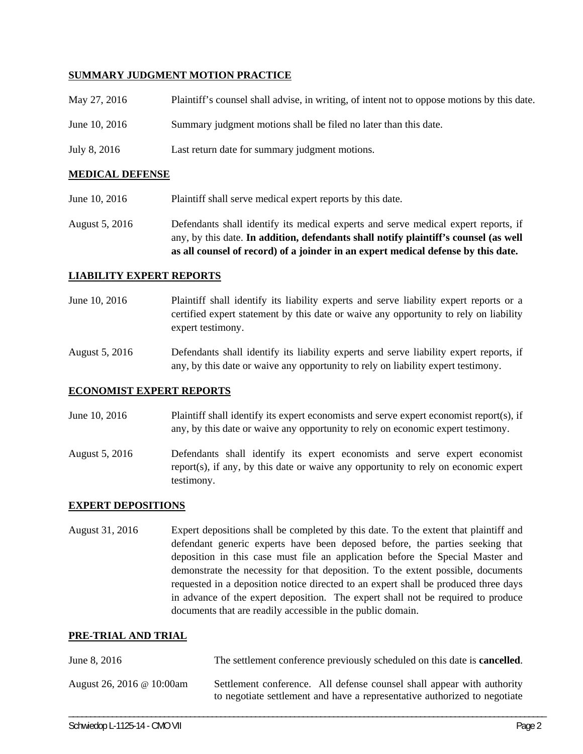**SUMMARY JUDGMENT MOTION PRACTICE**

| | |
|---|---|
| May 27, 2016 | Plaintiff's counsel shall advise, in writing, of intent not to oppose motions by this date. |
| June 10, 2016 | Summary judgment motions shall be filed no later than this date. |
| July 8, 2016 | Last return date for summary judgment motions. |

**MEDICAL DEFENSE**

| | |
|---|---|
| June 10, 2016 | Plaintiff shall serve medical expert reports by this date. |
| August 5, 2016 | Defendants shall identify its medical experts and serve medical expert reports, if any, by this date. **In addition, defendants shall notify plaintiff's counsel (as well as all counsel of record) of a joinder in an expert medical defense by this date.** |

**LIABILITY EXPERT REPORTS**

| | |
|---|---|
| June 10, 2016 | Plaintiff shall identify its liability experts and serve liability expert reports or a certified expert statement by this date or waive any opportunity to rely on liability expert testimony. |
| August 5, 2016 | Defendants shall identify its liability experts and serve liability expert reports, if any, by this date or waive any opportunity to rely on liability expert testimony. |

**ECONOMIST EXPERT REPORTS**

| | |
|---|---|
| June 10, 2016 | Plaintiff shall identify its expert economists and serve expert economist report(s), if any, by this date or waive any opportunity to rely on economic expert testimony. |
| August 5, 2016 | Defendants shall identify its expert economists and serve expert economist report(s), if any, by this date or waive any opportunity to rely on economic expert testimony. |

**EXPERT DEPOSITIONS**

| | |
|---|---|
| August 31, 2016 | Expert depositions shall be completed by this date. To the extent that plaintiff and defendant generic experts have been deposed before, the parties seeking that deposition in this case must file an application before the Special Master and demonstrate the necessity for that deposition. To the extent possible, documents requested in a deposition notice directed to an expert shall be produced three days in advance of the expert deposition. The expert shall not be required to produce documents that are readily accessible in the public domain. |

**PRE-TRIAL AND TRIAL**

| | |
|---|---|
| June 8, 2016 | The settlement conference previously scheduled on this date is **cancelled**. |
| August 26, 2016 @ 10:00am | Settlement conference. All defense counsel shall appear with authority to negotiate settlement and have a representative authorized to negotiate |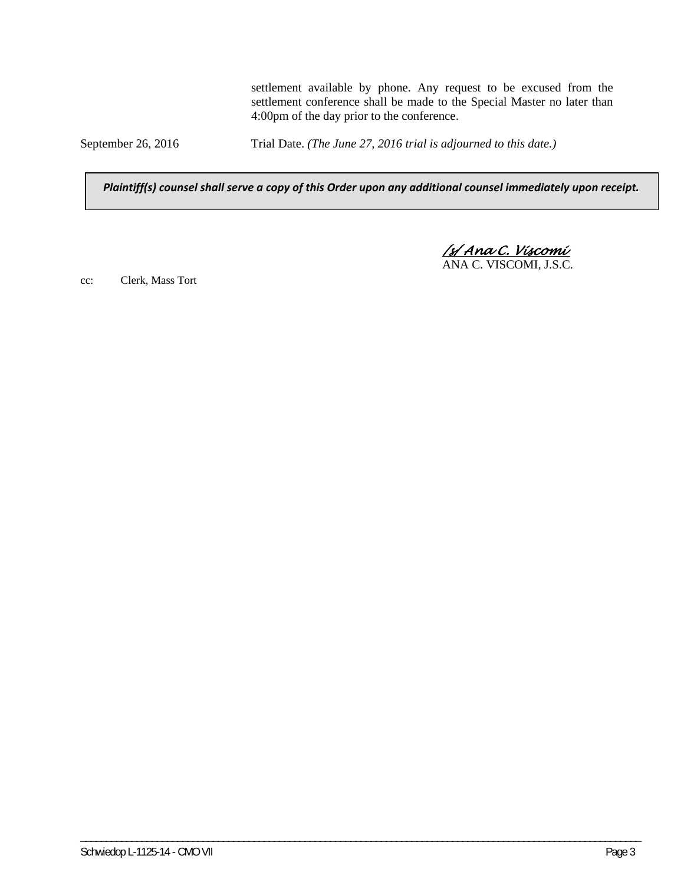settlement available by phone. Any request to be excused from the settlement conference shall be made to the Special Master no later than 4:00pm of the day prior to the conference.

September 26, 2016 — Trial Date. *(The June 27, 2016 trial is adjourned to this date.)*

***Plaintiff(s) counsel shall serve a copy of this Order upon any additional counsel immediately upon receipt.***

*/s/ Ana C. Viscomi*
ANA C. VISCOMI, J.S.C.

cc: Clerk, Mass Tort